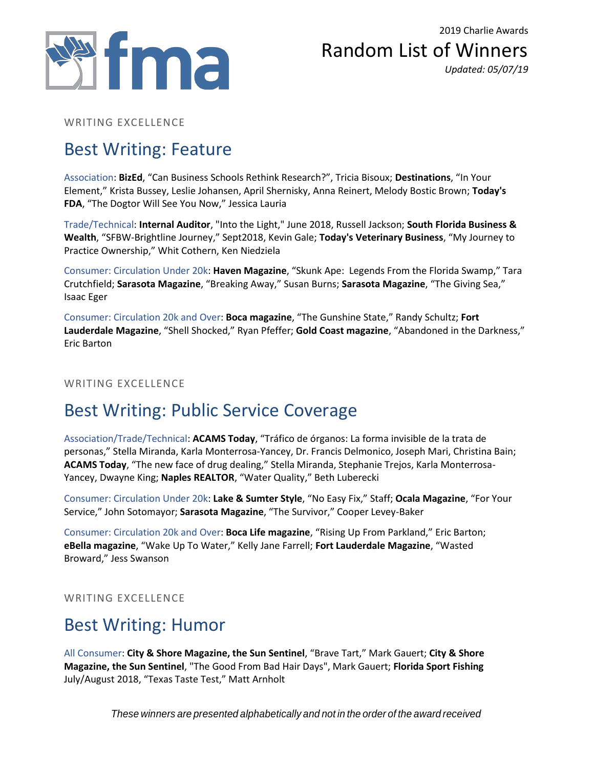fma

2019 Charlie Awards

# Random List of Winners

*Updated: 05/07/19*

WRITING EXCELLENCE

## Best Writing: Feature

Association: **BizEd**, "Can Business Schools Rethink Research?", Tricia Bisoux; **Destinations**, "In Your Element," Krista Bussey, Leslie Johansen, April Shernisky, Anna Reinert, Melody Bostic Brown; **Today's FDA**, "The Dogtor Will See You Now," Jessica Lauria

Trade/Technical: **Internal Auditor**, "Into the Light," June 2018, Russell Jackson; **South Florida Business & Wealth**, "SFBW-Brightline Journey," Sept2018, Kevin Gale; **Today's Veterinary Business**, "My Journey to Practice Ownership," Whit Cothern, Ken Niedziela

Consumer: Circulation Under 20k: **Haven Magazine**, "Skunk Ape: Legends From the Florida Swamp," Tara Crutchfield; **Sarasota Magazine**, "Breaking Away," Susan Burns; **Sarasota Magazine**, "The Giving Sea," Isaac Eger

Consumer: Circulation 20k and Over: **Boca magazine**, "The Gunshine State," Randy Schultz; **Fort Lauderdale Magazine**, "Shell Shocked," Ryan Pfeffer; **Gold Coast magazine**, "Abandoned in the Darkness," Eric Barton

WRITING EXCELLENCE

## Best Writing: Public Service Coverage

Association/Trade/Technical: **ACAMS Today**, "Tráfico de órganos: La forma invisible de la trata de personas," Stella Miranda, Karla Monterrosa-Yancey, Dr. Francis Delmonico, Joseph Mari, Christina Bain; **ACAMS Today**, "The new face of drug dealing," Stella Miranda, Stephanie Trejos, Karla Monterrosa-Yancey, Dwayne King; **Naples REALTOR**, "Water Quality," Beth Luberecki

Consumer: Circulation Under 20k: **Lake & Sumter Style**, "No Easy Fix," Staff; **Ocala Magazine**, "For Your Service," John Sotomayor; **Sarasota Magazine**, "The Survivor," Cooper Levey-Baker

Consumer: Circulation 20k and Over: **Boca Life magazine**, "Rising Up From Parkland," Eric Barton; **eBella magazine**, "Wake Up To Water," Kelly Jane Farrell; **Fort Lauderdale Magazine**, "Wasted Broward," Jess Swanson

WRITING EXCELLENCE

## Best Writing: Humor

All Consumer: **City & Shore Magazine, the Sun Sentinel**, "Brave Tart," Mark Gauert; **City & Shore Magazine, the Sun Sentinel**, "The Good From Bad Hair Days", Mark Gauert; **Florida Sport Fishing** July/August 2018, "Texas Taste Test," Matt Arnholt

*These winners are presented alphabetically and not in the order of the award received*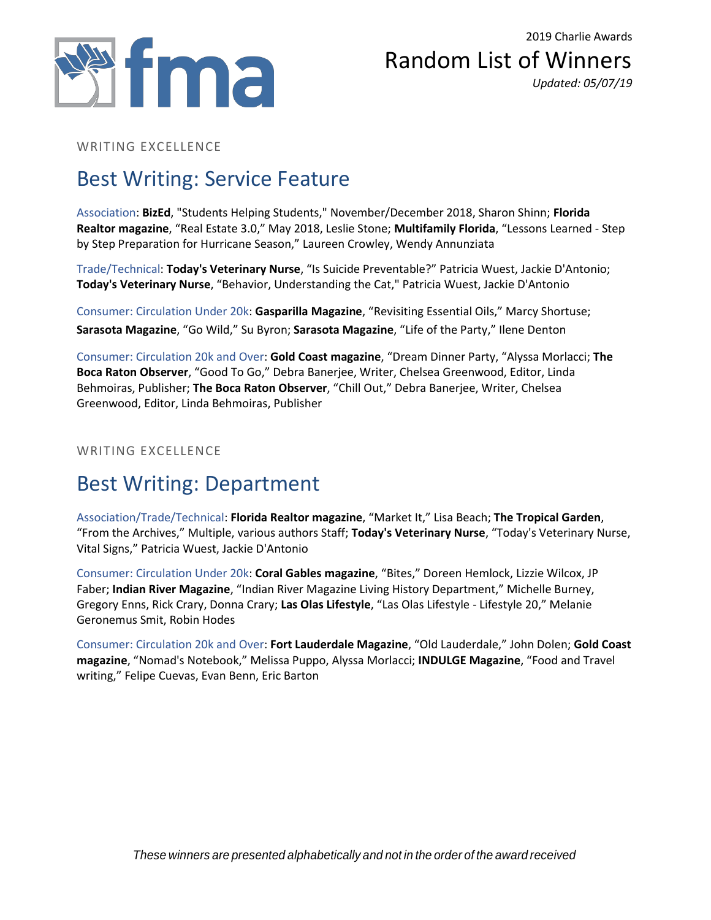2019 Charlie Awards

# Random List of Winners

*Updated: 05/07/19*

WRITING EXCELLENCE

## Best Writing: Service Feature

Association: **BizEd**, "Students Helping Students," November/December 2018, Sharon Shinn; **Florida Realtor magazine**, "Real Estate 3.0," May 2018, Leslie Stone; **Multifamily Florida**, "Lessons Learned - Step by Step Preparation for Hurricane Season," Laureen Crowley, Wendy Annunziata

Trade/Technical: **Today's Veterinary Nurse**, "Is Suicide Preventable?" Patricia Wuest, Jackie D'Antonio; **Today's Veterinary Nurse**, "Behavior, Understanding the Cat," Patricia Wuest, Jackie D'Antonio

Consumer: Circulation Under 20k: **Gasparilla Magazine**, "Revisiting Essential Oils," Marcy Shortuse; **Sarasota Magazine**, "Go Wild," Su Byron; **Sarasota Magazine**, "Life of the Party," Ilene Denton

Consumer: Circulation 20k and Over: **Gold Coast magazine**, "Dream Dinner Party, "Alyssa Morlacci; **The Boca Raton Observer**, "Good To Go," Debra Banerjee, Writer, Chelsea Greenwood, Editor, Linda Behmoiras, Publisher; **The Boca Raton Observer**, "Chill Out," Debra Banerjee, Writer, Chelsea Greenwood, Editor, Linda Behmoiras, Publisher

WRITING EXCELLENCE

## Best Writing: Department

Association/Trade/Technical: **Florida Realtor magazine**, "Market It," Lisa Beach; **The Tropical Garden**, "From the Archives," Multiple, various authors Staff; **Today's Veterinary Nurse**, "Today's Veterinary Nurse, Vital Signs," Patricia Wuest, Jackie D'Antonio

Consumer: Circulation Under 20k: **Coral Gables magazine**, "Bites," Doreen Hemlock, Lizzie Wilcox, JP Faber; **Indian River Magazine**, "Indian River Magazine Living History Department," Michelle Burney, Gregory Enns, Rick Crary, Donna Crary; **Las Olas Lifestyle**, "Las Olas Lifestyle - Lifestyle 20," Melanie Geronemus Smit, Robin Hodes

Consumer: Circulation 20k and Over: **Fort Lauderdale Magazine**, "Old Lauderdale," John Dolen; **Gold Coast magazine**, "Nomad's Notebook," Melissa Puppo, Alyssa Morlacci; **INDULGE Magazine**, "Food and Travel writing," Felipe Cuevas, Evan Benn, Eric Barton

*These winners are presented alphabetically and not in the order of the award received*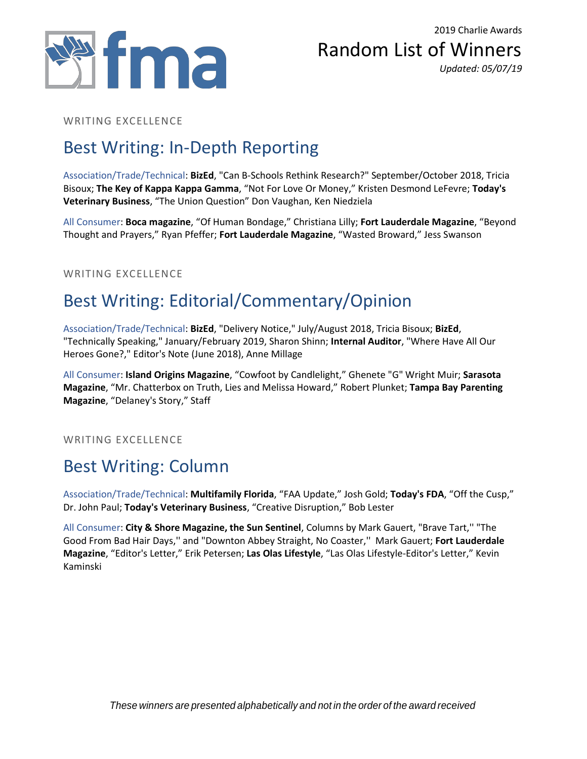WRITING EXCELLENCE

## Best Writing: In-Depth Reporting

Association/Trade/Technical: **BizEd**, "Can B-Schools Rethink Research?" September/October 2018, Tricia Bisoux; **The Key of Kappa Kappa Gamma**, "Not For Love Or Money," Kristen Desmond LeFevre; **Today's Veterinary Business**, "The Union Question" Don Vaughan, Ken Niedziela

All Consumer: **Boca magazine**, "Of Human Bondage," Christiana Lilly; **Fort Lauderdale Magazine**, "Beyond Thought and Prayers," Ryan Pfeffer; **Fort Lauderdale Magazine**, "Wasted Broward," Jess Swanson

WRITING EXCELLENCE

## Best Writing: Editorial/Commentary/Opinion

Association/Trade/Technical: **BizEd**, "Delivery Notice," July/August 2018, Tricia Bisoux; **BizEd**, "Technically Speaking," January/February 2019, Sharon Shinn; **Internal Auditor**, "Where Have All Our Heroes Gone?," Editor's Note (June 2018), Anne Millage

All Consumer: **Island Origins Magazine**, "Cowfoot by Candlelight," Ghenete "G" Wright Muir; **Sarasota Magazine**, "Mr. Chatterbox on Truth, Lies and Melissa Howard," Robert Plunket; **Tampa Bay Parenting Magazine**, "Delaney's Story," Staff

WRITING EXCELLENCE

## Best Writing: Column

Association/Trade/Technical: **Multifamily Florida**, "FAA Update," Josh Gold; **Today's FDA**, "Off the Cusp," Dr. John Paul; **Today's Veterinary Business**, "Creative Disruption," Bob Lester

All Consumer: **City & Shore Magazine, the Sun Sentinel**, Columns by Mark Gauert, "Brave Tart,'' "The Good From Bad Hair Days,'' and "Downton Abbey Straight, No Coaster,'' Mark Gauert; **Fort Lauderdale Magazine**, "Editor's Letter," Erik Petersen; **Las Olas Lifestyle**, "Las Olas Lifestyle-Editor's Letter," Kevin Kaminski

*These winners are presented alphabetically and not in the order of the award received*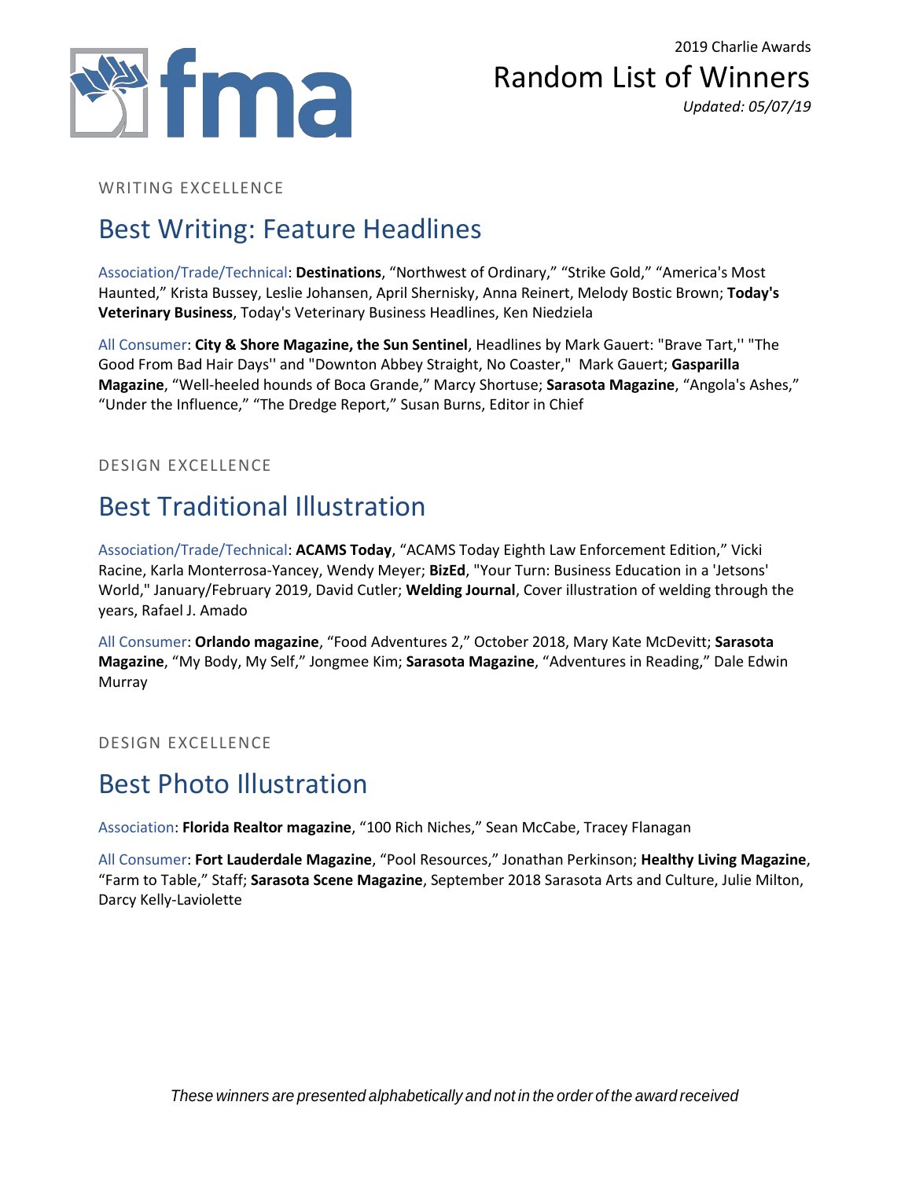2019 Charlie Awards

# Random List of Winners

*Updated: 05/07/19*

WRITING EXCELLENCE

## Best Writing: Feature Headlines

Association/Trade/Technical: **Destinations**, “Northwest of Ordinary,” “Strike Gold,” “America's Most Haunted,” Krista Bussey, Leslie Johansen, April Shernisky, Anna Reinert, Melody Bostic Brown; **Today's Veterinary Business**, Today's Veterinary Business Headlines, Ken Niedziela

All Consumer: **City & Shore Magazine, the Sun Sentinel**, Headlines by Mark Gauert: "Brave Tart,'' "The Good From Bad Hair Days'' and "Downton Abbey Straight, No Coaster," Mark Gauert; **Gasparilla Magazine**, “Well-heeled hounds of Boca Grande,” Marcy Shortuse; **Sarasota Magazine**, “Angola's Ashes,” “Under the Influence,” “The Dredge Report,” Susan Burns, Editor in Chief

DESIGN EXCELLENCE

## Best Traditional Illustration

Association/Trade/Technical: **ACAMS Today**, “ACAMS Today Eighth Law Enforcement Edition,” Vicki Racine, Karla Monterrosa-Yancey, Wendy Meyer; **BizEd**, "Your Turn: Business Education in a 'Jetsons' World," January/February 2019, David Cutler; **Welding Journal**, Cover illustration of welding through the years, Rafael J. Amado

All Consumer: **Orlando magazine**, “Food Adventures 2,” October 2018, Mary Kate McDevitt; **Sarasota Magazine**, “My Body, My Self,” Jongmee Kim; **Sarasota Magazine**, “Adventures in Reading,” Dale Edwin Murray

DESIGN EXCELLENCE

## Best Photo Illustration

Association: **Florida Realtor magazine**, “100 Rich Niches,” Sean McCabe, Tracey Flanagan

All Consumer: **Fort Lauderdale Magazine**, “Pool Resources,” Jonathan Perkinson; **Healthy Living Magazine**, “Farm to Table,” Staff; **Sarasota Scene Magazine**, September 2018 Sarasota Arts and Culture, Julie Milton, Darcy Kelly-Laviolette

*These winners are presented alphabetically and not in the order of the award received*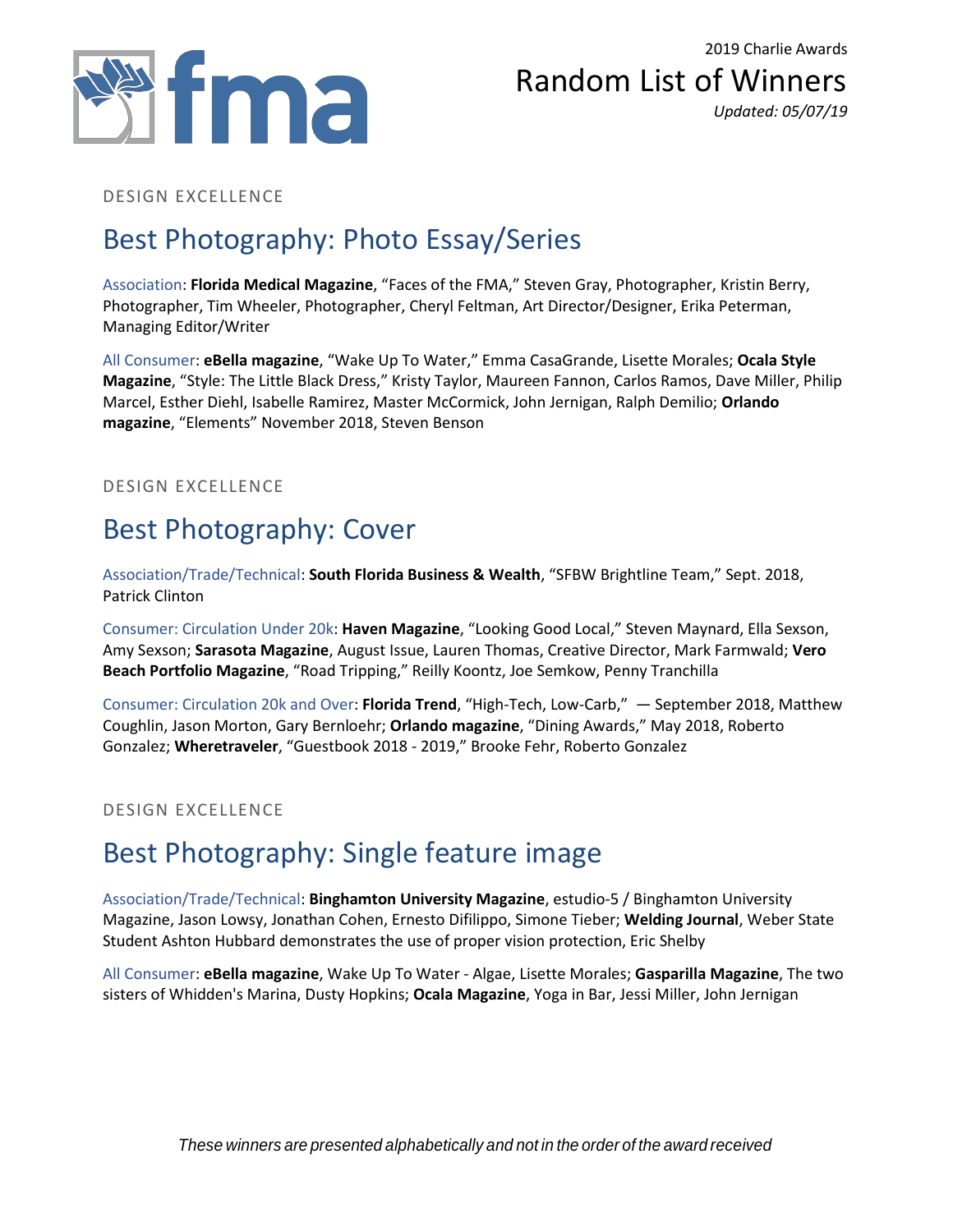2019 Charlie Awards

# Random List of Winners

*Updated: 05/07/19*

DESIGN EXCELLENCE

## Best Photography: Photo Essay/Series

Association: **Florida Medical Magazine**, “Faces of the FMA,” Steven Gray, Photographer, Kristin Berry, Photographer, Tim Wheeler, Photographer, Cheryl Feltman, Art Director/Designer, Erika Peterman, Managing Editor/Writer

All Consumer: **eBella magazine**, “Wake Up To Water,” Emma CasaGrande, Lisette Morales; **Ocala Style Magazine**, “Style: The Little Black Dress,” Kristy Taylor, Maureen Fannon, Carlos Ramos, Dave Miller, Philip Marcel, Esther Diehl, Isabelle Ramirez, Master McCormick, John Jernigan, Ralph Demilio; **Orlando magazine**, “Elements” November 2018, Steven Benson

DESIGN EXCELLENCE

## Best Photography: Cover

Association/Trade/Technical: **South Florida Business & Wealth**, “SFBW Brightline Team,” Sept. 2018, Patrick Clinton

Consumer: Circulation Under 20k: **Haven Magazine**, “Looking Good Local,” Steven Maynard, Ella Sexson, Amy Sexson; **Sarasota Magazine**, August Issue, Lauren Thomas, Creative Director, Mark Farmwald; **Vero Beach Portfolio Magazine**, “Road Tripping,” Reilly Koontz, Joe Semkow, Penny Tranchilla

Consumer: Circulation 20k and Over: **Florida Trend**, “High-Tech, Low-Carb,” — September 2018, Matthew Coughlin, Jason Morton, Gary Bernloehr; **Orlando magazine**, “Dining Awards,” May 2018, Roberto Gonzalez; **Wheretraveler**, “Guestbook 2018 - 2019,” Brooke Fehr, Roberto Gonzalez

DESIGN EXCELLENCE

## Best Photography: Single feature image

Association/Trade/Technical: **Binghamton University Magazine**, estudio-5 / Binghamton University Magazine, Jason Lowsy, Jonathan Cohen, Ernesto Difilippo, Simone Tieber; **Welding Journal**, Weber State Student Ashton Hubbard demonstrates the use of proper vision protection, Eric Shelby

All Consumer: **eBella magazine**, Wake Up To Water - Algae, Lisette Morales; **Gasparilla Magazine**, The two sisters of Whidden's Marina, Dusty Hopkins; **Ocala Magazine**, Yoga in Bar, Jessi Miller, John Jernigan

*These winners are presented alphabetically and not in the order of the award received*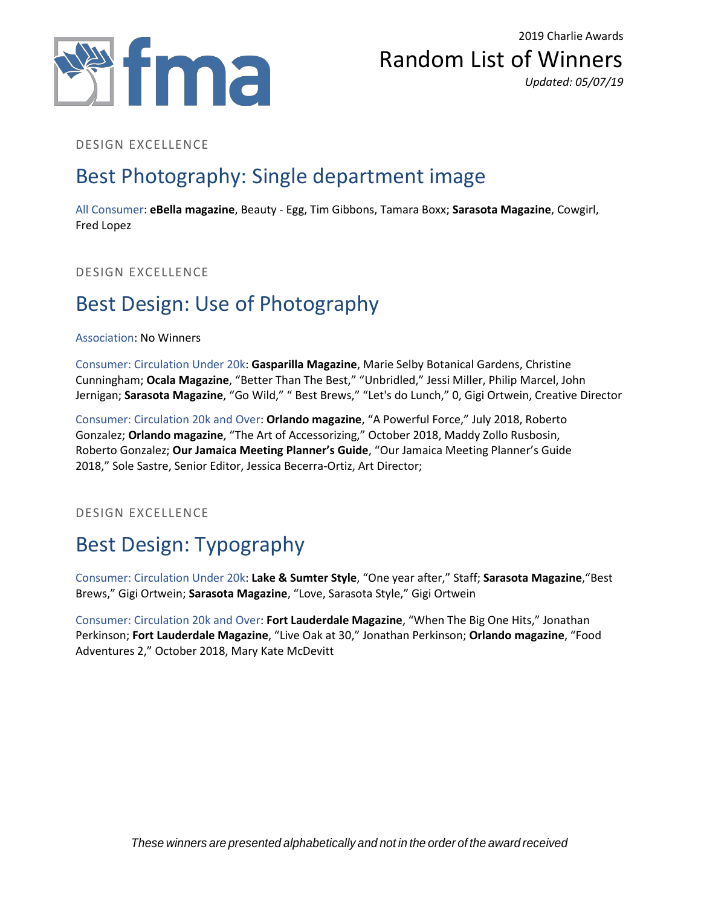DESIGN EXCELLENCE

## Best Photography: Single department image

All Consumer: **eBella magazine**, Beauty - Egg, Tim Gibbons, Tamara Boxx; **Sarasota Magazine**, Cowgirl, Fred Lopez

DESIGN EXCELLENCE

## Best Design: Use of Photography

Association: No Winners

Consumer: Circulation Under 20k: **Gasparilla Magazine**, Marie Selby Botanical Gardens, Christine Cunningham; **Ocala Magazine**, “Better Than The Best,” “Unbridled,” Jessi Miller, Philip Marcel, John Jernigan; **Sarasota Magazine**, “Go Wild,” “ Best Brews,” “Let's do Lunch,” 0, Gigi Ortwein, Creative Director

Consumer: Circulation 20k and Over: **Orlando magazine**, “A Powerful Force,” July 2018, Roberto Gonzalez; **Orlando magazine**, “The Art of Accessorizing,” October 2018, Maddy Zollo Rusbosin, Roberto Gonzalez; **Our Jamaica Meeting Planner’s Guide**, “Our Jamaica Meeting Planner’s Guide 2018,” Sole Sastre, Senior Editor, Jessica Becerra-Ortiz, Art Director;

DESIGN EXCELLENCE

## Best Design: Typography

Consumer: Circulation Under 20k: **Lake & Sumter Style**, “One year after,” Staff; **Sarasota Magazine**,“Best Brews,” Gigi Ortwein; **Sarasota Magazine**, “Love, Sarasota Style,” Gigi Ortwein

Consumer: Circulation 20k and Over: **Fort Lauderdale Magazine**, “When The Big One Hits,” Jonathan Perkinson; **Fort Lauderdale Magazine**, “Live Oak at 30,” Jonathan Perkinson; **Orlando magazine**, “Food Adventures 2,” October 2018, Mary Kate McDevitt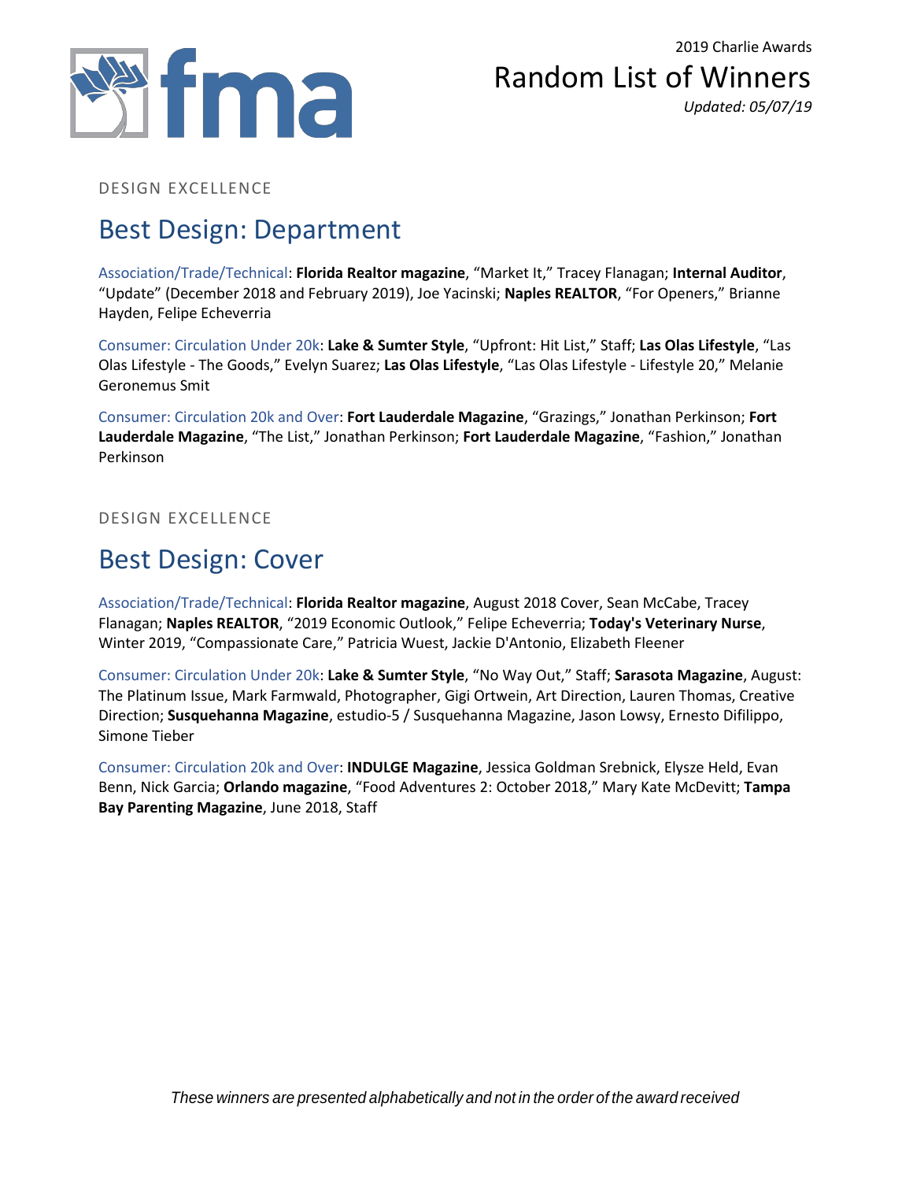DESIGN EXCELLENCE

## Best Design: Department

Association/Trade/Technical: **Florida Realtor magazine**, “Market It,” Tracey Flanagan; **Internal Auditor**, “Update” (December 2018 and February 2019), Joe Yacinski; **Naples REALTOR**, “For Openers,” Brianne Hayden, Felipe Echeverria

Consumer: Circulation Under 20k: **Lake & Sumter Style**, “Upfront: Hit List,” Staff; **Las Olas Lifestyle**, “Las Olas Lifestyle - The Goods,” Evelyn Suarez; **Las Olas Lifestyle**, “Las Olas Lifestyle - Lifestyle 20,” Melanie Geronemus Smit

Consumer: Circulation 20k and Over: **Fort Lauderdale Magazine**, “Grazings,” Jonathan Perkinson; **Fort Lauderdale Magazine**, “The List,” Jonathan Perkinson; **Fort Lauderdale Magazine**, “Fashion,” Jonathan Perkinson

DESIGN EXCELLENCE

## Best Design: Cover

Association/Trade/Technical: **Florida Realtor magazine**, August 2018 Cover, Sean McCabe, Tracey Flanagan; **Naples REALTOR**, “2019 Economic Outlook,” Felipe Echeverria; **Today's Veterinary Nurse**, Winter 2019, “Compassionate Care,” Patricia Wuest, Jackie D'Antonio, Elizabeth Fleener

Consumer: Circulation Under 20k: **Lake & Sumter Style**, “No Way Out,” Staff; **Sarasota Magazine**, August: The Platinum Issue, Mark Farmwald, Photographer, Gigi Ortwein, Art Direction, Lauren Thomas, Creative Direction; **Susquehanna Magazine**, estudio-5 / Susquehanna Magazine, Jason Lowsy, Ernesto Difilippo, Simone Tieber

Consumer: Circulation 20k and Over: **INDULGE Magazine**, Jessica Goldman Srebnick, Elysze Held, Evan Benn, Nick Garcia; **Orlando magazine**, “Food Adventures 2: October 2018,” Mary Kate McDevitt; **Tampa Bay Parenting Magazine**, June 2018, Staff

*These winners are presented alphabetically and not in the order of the award received*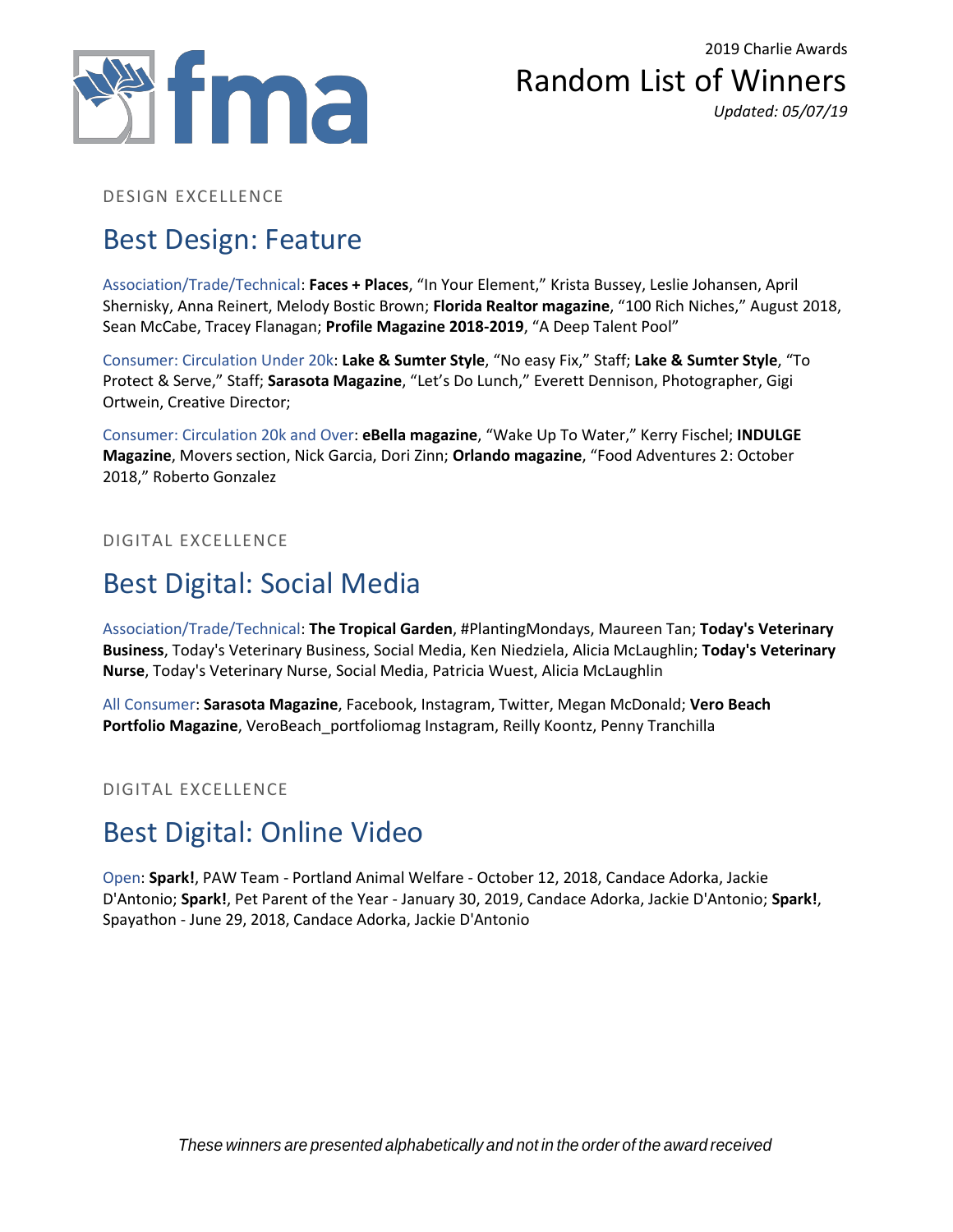DESIGN EXCELLENCE

## Best Design: Feature

Association/Trade/Technical: **Faces + Places**, "In Your Element," Krista Bussey, Leslie Johansen, April Shernisky, Anna Reinert, Melody Bostic Brown; **Florida Realtor magazine**, "100 Rich Niches," August 2018, Sean McCabe, Tracey Flanagan; **Profile Magazine 2018-2019**, "A Deep Talent Pool"

Consumer: Circulation Under 20k: **Lake & Sumter Style**, "No easy Fix," Staff; **Lake & Sumter Style**, "To Protect & Serve," Staff; **Sarasota Magazine**, "Let's Do Lunch," Everett Dennison, Photographer, Gigi Ortwein, Creative Director;

Consumer: Circulation 20k and Over: **eBella magazine**, "Wake Up To Water," Kerry Fischel; **INDULGE Magazine**, Movers section, Nick Garcia, Dori Zinn; **Orlando magazine**, "Food Adventures 2: October 2018," Roberto Gonzalez

DIGITAL EXCELLENCE

## Best Digital: Social Media

Association/Trade/Technical: **The Tropical Garden**, #PlantingMondays, Maureen Tan; **Today's Veterinary Business**, Today's Veterinary Business, Social Media, Ken Niedziela, Alicia McLaughlin; **Today's Veterinary Nurse**, Today's Veterinary Nurse, Social Media, Patricia Wuest, Alicia McLaughlin

All Consumer: **Sarasota Magazine**, Facebook, Instagram, Twitter, Megan McDonald; **Vero Beach Portfolio Magazine**, VeroBeach_portfoliomag Instagram, Reilly Koontz, Penny Tranchilla

DIGITAL EXCELLENCE

## Best Digital: Online Video

Open: **Spark!**, PAW Team - Portland Animal Welfare - October 12, 2018, Candace Adorka, Jackie D'Antonio; **Spark!**, Pet Parent of the Year - January 30, 2019, Candace Adorka, Jackie D'Antonio; **Spark!**, Spayathon - June 29, 2018, Candace Adorka, Jackie D'Antonio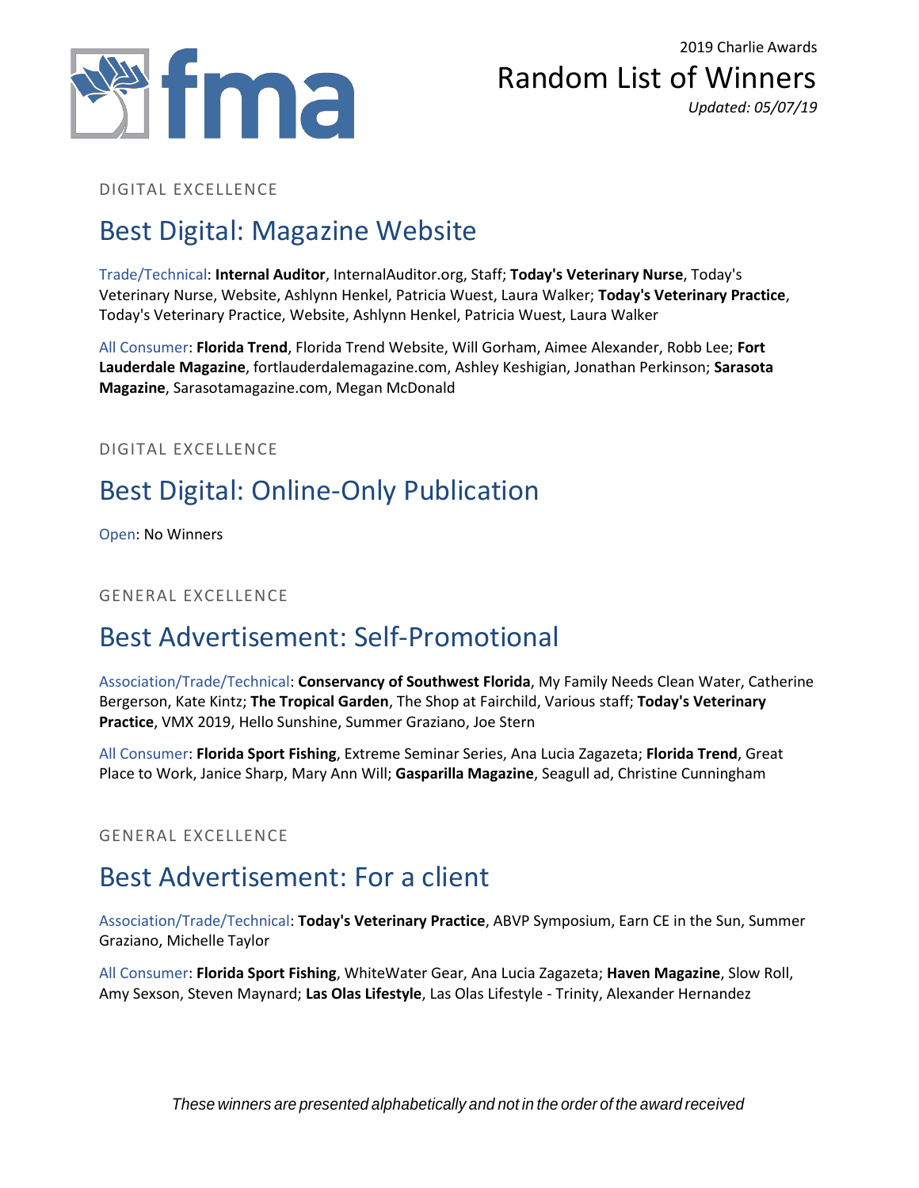DIGITAL EXCELLENCE

## Best Digital: Magazine Website

Trade/Technical: **Internal Auditor**, InternalAuditor.org, Staff; **Today's Veterinary Nurse**, Today's Veterinary Nurse, Website, Ashlynn Henkel, Patricia Wuest, Laura Walker; **Today's Veterinary Practice**, Today's Veterinary Practice, Website, Ashlynn Henkel, Patricia Wuest, Laura Walker

All Consumer: **Florida Trend**, Florida Trend Website, Will Gorham, Aimee Alexander, Robb Lee; **Fort Lauderdale Magazine**, fortlauderdalemagazine.com, Ashley Keshigian, Jonathan Perkinson; **Sarasota Magazine**, Sarasotamagazine.com, Megan McDonald

DIGITAL EXCELLENCE

## Best Digital: Online-Only Publication

Open: No Winners

GENERAL EXCELLENCE

## Best Advertisement: Self-Promotional

Association/Trade/Technical: **Conservancy of Southwest Florida**, My Family Needs Clean Water, Catherine Bergerson, Kate Kintz; **The Tropical Garden**, The Shop at Fairchild, Various staff; **Today's Veterinary Practice**, VMX 2019, Hello Sunshine, Summer Graziano, Joe Stern

All Consumer: **Florida Sport Fishing**, Extreme Seminar Series, Ana Lucia Zagazeta; **Florida Trend**, Great Place to Work, Janice Sharp, Mary Ann Will; **Gasparilla Magazine**, Seagull ad, Christine Cunningham

GENERAL EXCELLENCE

## Best Advertisement: For a client

Association/Trade/Technical: **Today's Veterinary Practice**, ABVP Symposium, Earn CE in the Sun, Summer Graziano, Michelle Taylor

All Consumer: **Florida Sport Fishing**, WhiteWater Gear, Ana Lucia Zagazeta; **Haven Magazine**, Slow Roll, Amy Sexson, Steven Maynard; **Las Olas Lifestyle**, Las Olas Lifestyle - Trinity, Alexander Hernandez

*These winners are presented alphabetically and not in the order of the award received*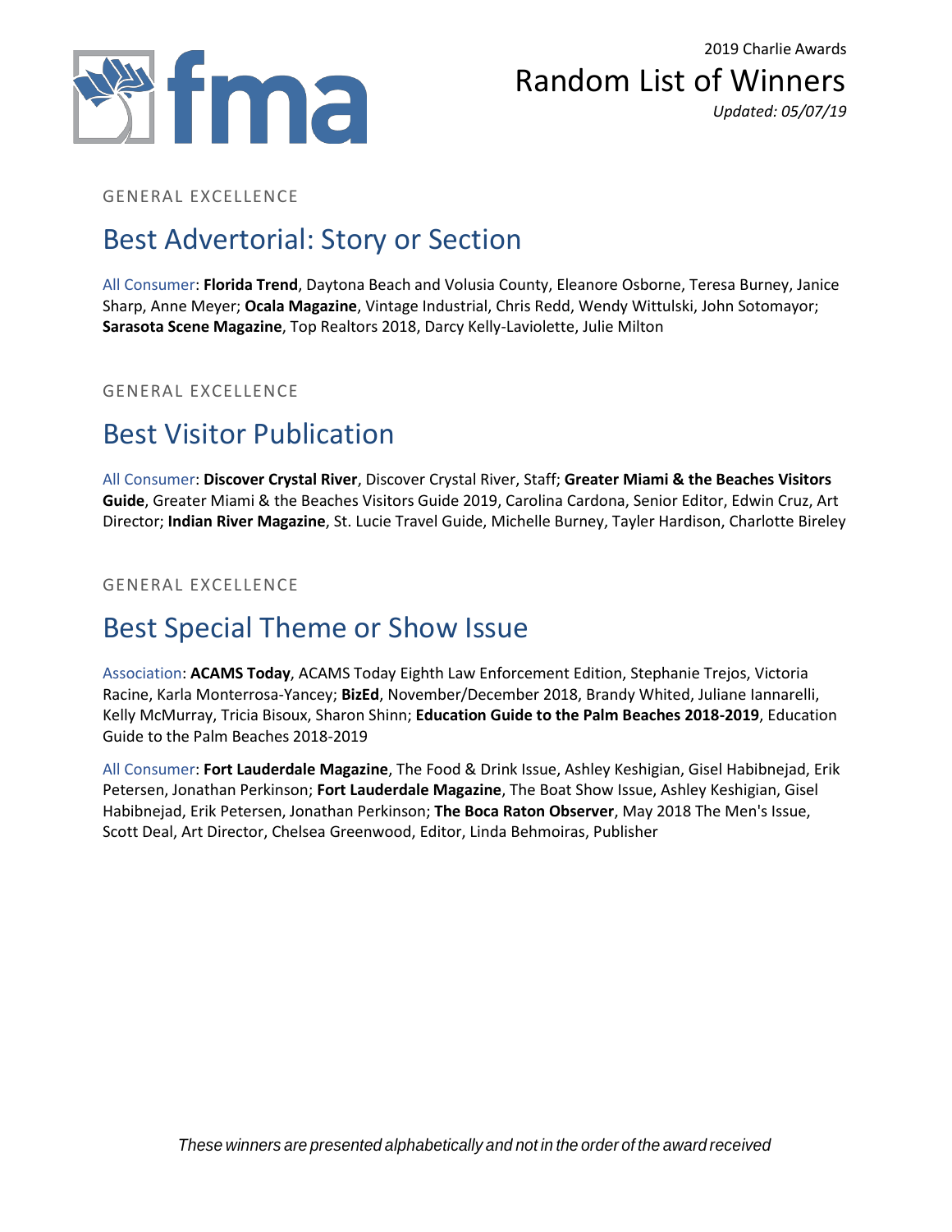GENERAL EXCELLENCE

## Best Advertorial: Story or Section

All Consumer: **Florida Trend**, Daytona Beach and Volusia County, Eleanore Osborne, Teresa Burney, Janice Sharp, Anne Meyer; **Ocala Magazine**, Vintage Industrial, Chris Redd, Wendy Wittulski, John Sotomayor; **Sarasota Scene Magazine**, Top Realtors 2018, Darcy Kelly-Laviolette, Julie Milton

GENERAL EXCELLENCE

## Best Visitor Publication

All Consumer: **Discover Crystal River**, Discover Crystal River, Staff; **Greater Miami & the Beaches Visitors Guide**, Greater Miami & the Beaches Visitors Guide 2019, Carolina Cardona, Senior Editor, Edwin Cruz, Art Director; **Indian River Magazine**, St. Lucie Travel Guide, Michelle Burney, Tayler Hardison, Charlotte Bireley

GENERAL EXCELLENCE

## Best Special Theme or Show Issue

Association: **ACAMS Today**, ACAMS Today Eighth Law Enforcement Edition, Stephanie Trejos, Victoria Racine, Karla Monterrosa-Yancey; **BizEd**, November/December 2018, Brandy Whited, Juliane Iannarelli, Kelly McMurray, Tricia Bisoux, Sharon Shinn; **Education Guide to the Palm Beaches 2018-2019**, Education Guide to the Palm Beaches 2018-2019

All Consumer: **Fort Lauderdale Magazine**, The Food & Drink Issue, Ashley Keshigian, Gisel Habibnejad, Erik Petersen, Jonathan Perkinson; **Fort Lauderdale Magazine**, The Boat Show Issue, Ashley Keshigian, Gisel Habibnejad, Erik Petersen, Jonathan Perkinson; **The Boca Raton Observer**, May 2018 The Men's Issue, Scott Deal, Art Director, Chelsea Greenwood, Editor, Linda Behmoiras, Publisher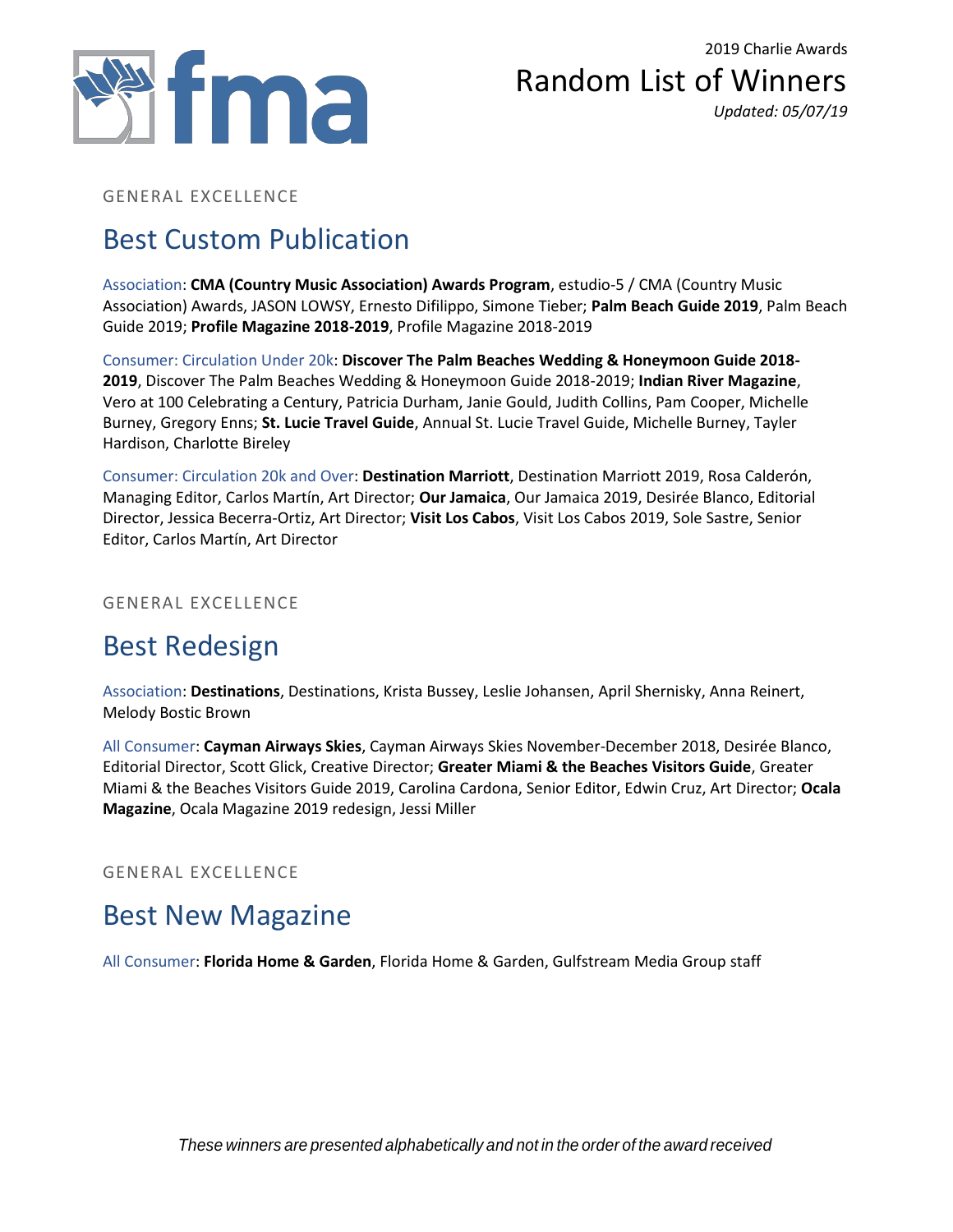2019 Charlie Awards

# Random List of Winners

*Updated: 05/07/19*

GENERAL EXCELLENCE

## Best Custom Publication

Association: **CMA (Country Music Association) Awards Program**, estudio-5 / CMA (Country Music Association) Awards, JASON LOWSY, Ernesto Difilippo, Simone Tieber; **Palm Beach Guide 2019**, Palm Beach Guide 2019; **Profile Magazine 2018-2019**, Profile Magazine 2018-2019

Consumer: Circulation Under 20k: **Discover The Palm Beaches Wedding & Honeymoon Guide 2018-2019**, Discover The Palm Beaches Wedding & Honeymoon Guide 2018-2019; **Indian River Magazine**, Vero at 100 Celebrating a Century, Patricia Durham, Janie Gould, Judith Collins, Pam Cooper, Michelle Burney, Gregory Enns; **St. Lucie Travel Guide**, Annual St. Lucie Travel Guide, Michelle Burney, Tayler Hardison, Charlotte Bireley

Consumer: Circulation 20k and Over: **Destination Marriott**, Destination Marriott 2019, Rosa Calderón, Managing Editor, Carlos Martín, Art Director; **Our Jamaica**, Our Jamaica 2019, Desirée Blanco, Editorial Director, Jessica Becerra-Ortiz, Art Director; **Visit Los Cabos**, Visit Los Cabos 2019, Sole Sastre, Senior Editor, Carlos Martín, Art Director

GENERAL EXCELLENCE

## Best Redesign

Association: **Destinations**, Destinations, Krista Bussey, Leslie Johansen, April Shernisky, Anna Reinert, Melody Bostic Brown

All Consumer: **Cayman Airways Skies**, Cayman Airways Skies November-December 2018, Desirée Blanco, Editorial Director, Scott Glick, Creative Director; **Greater Miami & the Beaches Visitors Guide**, Greater Miami & the Beaches Visitors Guide 2019, Carolina Cardona, Senior Editor, Edwin Cruz, Art Director; **Ocala Magazine**, Ocala Magazine 2019 redesign, Jessi Miller

GENERAL EXCELLENCE

## Best New Magazine

All Consumer: **Florida Home & Garden**, Florida Home & Garden, Gulfstream Media Group staff

*These winners are presented alphabetically and not in the order of the award received*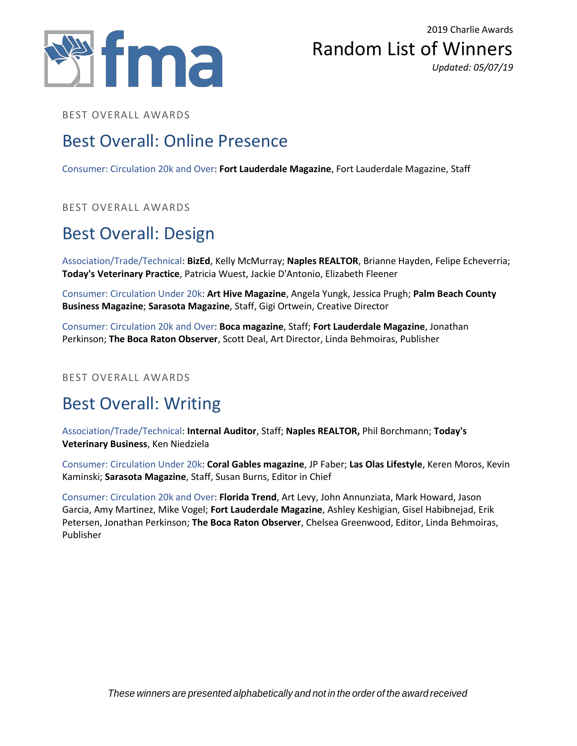BEST OVERALL AWARDS

## Best Overall: Online Presence

Consumer: Circulation 20k and Over: **Fort Lauderdale Magazine**, Fort Lauderdale Magazine, Staff

BEST OVERALL AWARDS

## Best Overall: Design

Association/Trade/Technical: **BizEd**, Kelly McMurray; **Naples REALTOR**, Brianne Hayden, Felipe Echeverria; **Today's Veterinary Practice**, Patricia Wuest, Jackie D'Antonio, Elizabeth Fleener

Consumer: Circulation Under 20k: **Art Hive Magazine**, Angela Yungk, Jessica Prugh; **Palm Beach County Business Magazine**; **Sarasota Magazine**, Staff, Gigi Ortwein, Creative Director

Consumer: Circulation 20k and Over: **Boca magazine**, Staff; **Fort Lauderdale Magazine**, Jonathan Perkinson; **The Boca Raton Observer**, Scott Deal, Art Director, Linda Behmoiras, Publisher

BEST OVERALL AWARDS

## Best Overall: Writing

Association/Trade/Technical: **Internal Auditor**, Staff; **Naples REALTOR,** Phil Borchmann; **Today's Veterinary Business**, Ken Niedziela

Consumer: Circulation Under 20k: **Coral Gables magazine**, JP Faber; **Las Olas Lifestyle**, Keren Moros, Kevin Kaminski; **Sarasota Magazine**, Staff, Susan Burns, Editor in Chief

Consumer: Circulation 20k and Over: **Florida Trend**, Art Levy, John Annunziata, Mark Howard, Jason Garcia, Amy Martinez, Mike Vogel; **Fort Lauderdale Magazine**, Ashley Keshigian, Gisel Habibnejad, Erik Petersen, Jonathan Perkinson; **The Boca Raton Observer**, Chelsea Greenwood, Editor, Linda Behmoiras, Publisher

*These winners are presented alphabetically and not in the order of the award received*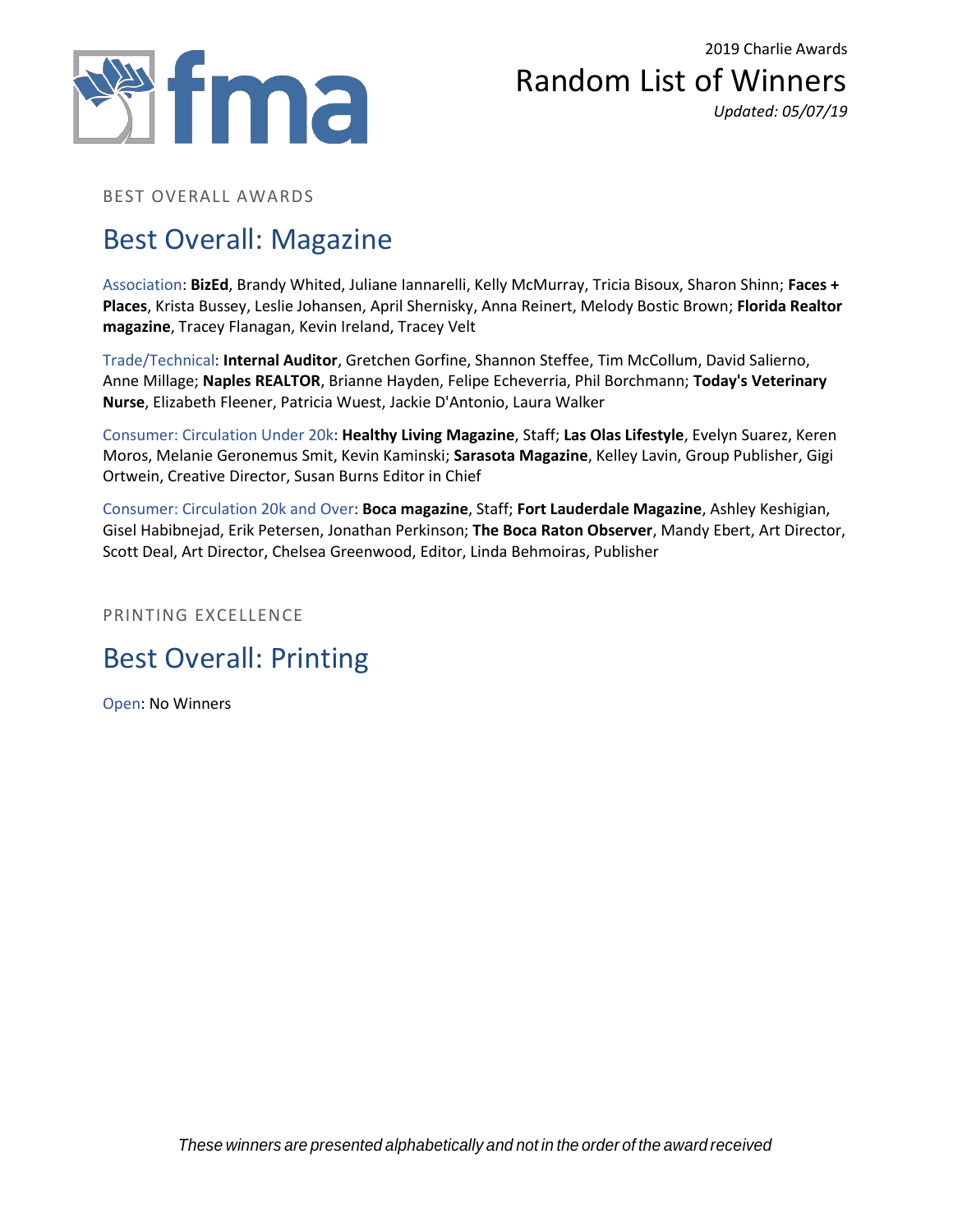2019 Charlie Awards

# Random List of Winners

*Updated: 05/07/19*

BEST OVERALL AWARDS

## Best Overall: Magazine

Association: **BizEd**, Brandy Whited, Juliane Iannarelli, Kelly McMurray, Tricia Bisoux, Sharon Shinn; **Faces + Places**, Krista Bussey, Leslie Johansen, April Shernisky, Anna Reinert, Melody Bostic Brown; **Florida Realtor magazine**, Tracey Flanagan, Kevin Ireland, Tracey Velt

Trade/Technical: **Internal Auditor**, Gretchen Gorfine, Shannon Steffee, Tim McCollum, David Salierno, Anne Millage; **Naples REALTOR**, Brianne Hayden, Felipe Echeverria, Phil Borchmann; **Today's Veterinary Nurse**, Elizabeth Fleener, Patricia Wuest, Jackie D'Antonio, Laura Walker

Consumer: Circulation Under 20k: **Healthy Living Magazine**, Staff; **Las Olas Lifestyle**, Evelyn Suarez, Keren Moros, Melanie Geronemus Smit, Kevin Kaminski; **Sarasota Magazine**, Kelley Lavin, Group Publisher, Gigi Ortwein, Creative Director, Susan Burns Editor in Chief

Consumer: Circulation 20k and Over: **Boca magazine**, Staff; **Fort Lauderdale Magazine**, Ashley Keshigian, Gisel Habibnejad, Erik Petersen, Jonathan Perkinson; **The Boca Raton Observer**, Mandy Ebert, Art Director, Scott Deal, Art Director, Chelsea Greenwood, Editor, Linda Behmoiras, Publisher

PRINTING EXCELLENCE

## Best Overall: Printing

Open: No Winners

*These winners are presented alphabetically and not in the order of the award received*